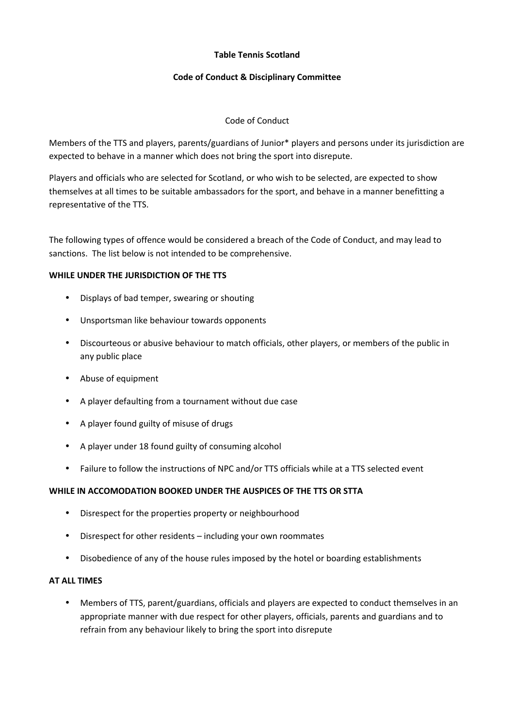**Table Tennis Scotland**

**Code of Conduct & Disciplinary Committee**

Code of Conduct

Members of the TTS and players, parents/guardians of Junior* players and persons under its jurisdiction are expected to behave in a manner which does not bring the sport into disrepute.

Players and officials who are selected for Scotland, or who wish to be selected, are expected to show themselves at all times to be suitable ambassadors for the sport, and behave in a manner benefitting a representative of the TTS.

The following types of offence would be considered a breach of the Code of Conduct, and may lead to sanctions. The list below is not intended to be comprehensive.

**WHILE UNDER THE JURISDICTION OF THE TTS**

- Displays of bad temper, swearing or shouting
- Unsportsman like behaviour towards opponents
- Discourteous or abusive behaviour to match officials, other players, or members of the public in any public place
- Abuse of equipment
- A player defaulting from a tournament without due case
- A player found guilty of misuse of drugs
- A player under 18 found guilty of consuming alcohol
- Failure to follow the instructions of NPC and/or TTS officials while at a TTS selected event

**WHILE IN ACCOMODATION BOOKED UNDER THE AUSPICES OF THE TTS OR STTA**

- Disrespect for the properties property or neighbourhood
- Disrespect for other residents – including your own roommates
- Disobedience of any of the house rules imposed by the hotel or boarding establishments

**AT ALL TIMES**

- Members of TTS, parent/guardians, officials and players are expected to conduct themselves in an appropriate manner with due respect for other players, officials, parents and guardians and to refrain from any behaviour likely to bring the sport into disrepute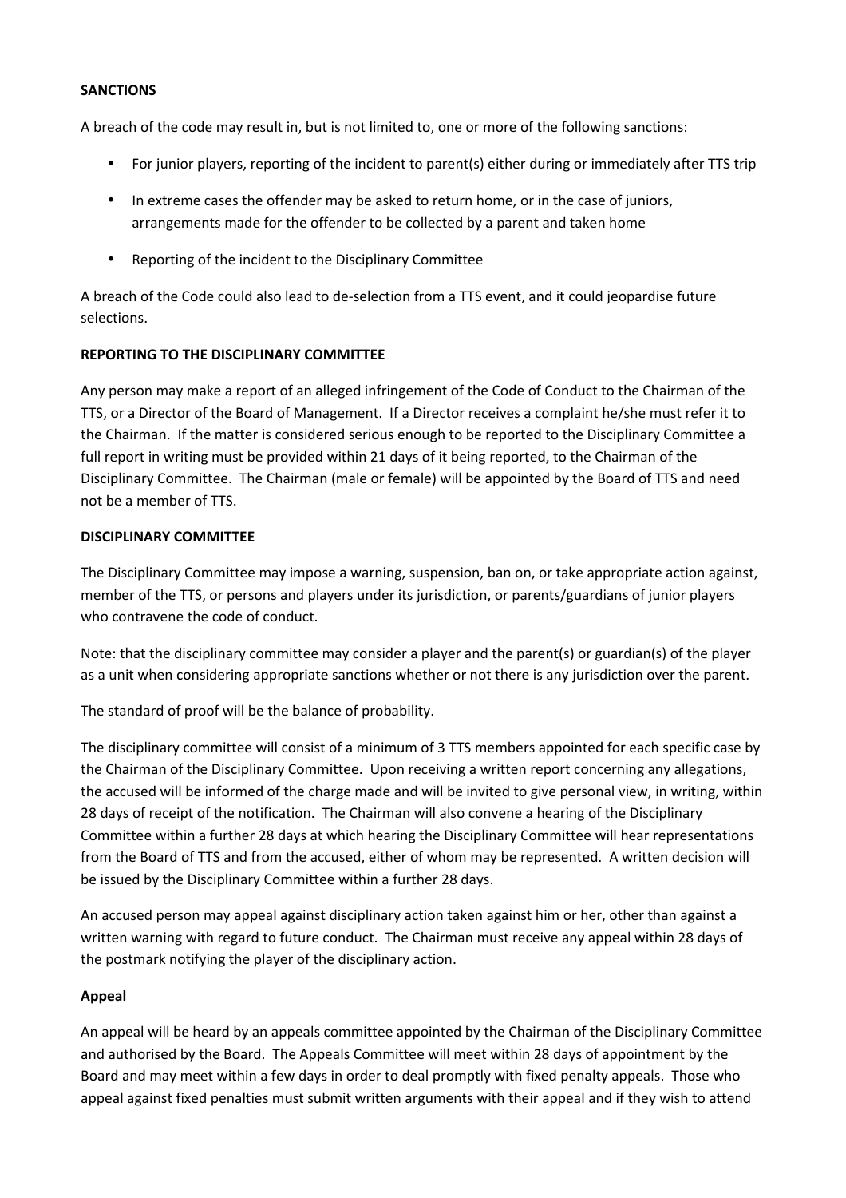**SANCTIONS**

A breach of the code may result in, but is not limited to, one or more of the following sanctions:

- For junior players, reporting of the incident to parent(s) either during or immediately after TTS trip
- In extreme cases the offender may be asked to return home, or in the case of juniors, arrangements made for the offender to be collected by a parent and taken home
- Reporting of the incident to the Disciplinary Committee

A breach of the Code could also lead to de-selection from a TTS event, and it could jeopardise future selections.

**REPORTING TO THE DISCIPLINARY COMMITTEE**

Any person may make a report of an alleged infringement of the Code of Conduct to the Chairman of the TTS, or a Director of the Board of Management. If a Director receives a complaint he/she must refer it to the Chairman. If the matter is considered serious enough to be reported to the Disciplinary Committee a full report in writing must be provided within 21 days of it being reported, to the Chairman of the Disciplinary Committee. The Chairman (male or female) will be appointed by the Board of TTS and need not be a member of TTS.

**DISCIPLINARY COMMITTEE**

The Disciplinary Committee may impose a warning, suspension, ban on, or take appropriate action against, member of the TTS, or persons and players under its jurisdiction, or parents/guardians of junior players who contravene the code of conduct.

Note: that the disciplinary committee may consider a player and the parent(s) or guardian(s) of the player as a unit when considering appropriate sanctions whether or not there is any jurisdiction over the parent.

The standard of proof will be the balance of probability.

The disciplinary committee will consist of a minimum of 3 TTS members appointed for each specific case by the Chairman of the Disciplinary Committee. Upon receiving a written report concerning any allegations, the accused will be informed of the charge made and will be invited to give personal view, in writing, within 28 days of receipt of the notification. The Chairman will also convene a hearing of the Disciplinary Committee within a further 28 days at which hearing the Disciplinary Committee will hear representations from the Board of TTS and from the accused, either of whom may be represented. A written decision will be issued by the Disciplinary Committee within a further 28 days.

An accused person may appeal against disciplinary action taken against him or her, other than against a written warning with regard to future conduct. The Chairman must receive any appeal within 28 days of the postmark notifying the player of the disciplinary action.

**Appeal**

An appeal will be heard by an appeals committee appointed by the Chairman of the Disciplinary Committee and authorised by the Board. The Appeals Committee will meet within 28 days of appointment by the Board and may meet within a few days in order to deal promptly with fixed penalty appeals. Those who appeal against fixed penalties must submit written arguments with their appeal and if they wish to attend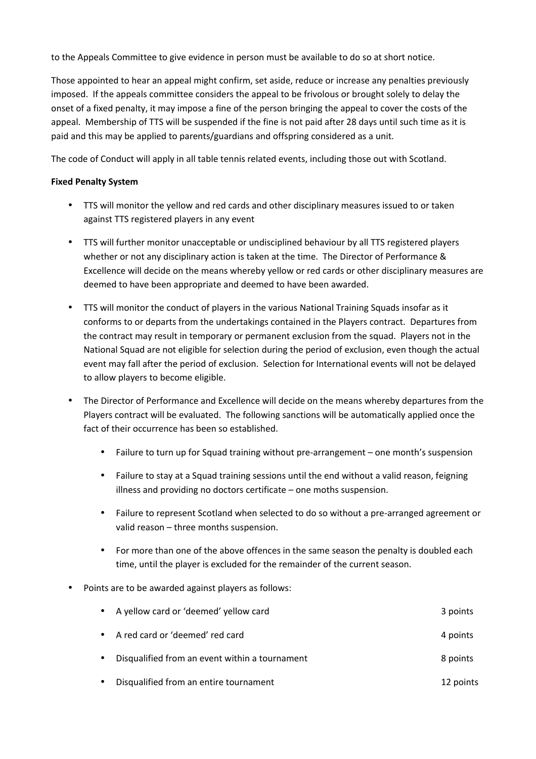to the Appeals Committee to give evidence in person must be available to do so at short notice.

Those appointed to hear an appeal might confirm, set aside, reduce or increase any penalties previously imposed. If the appeals committee considers the appeal to be frivolous or brought solely to delay the onset of a fixed penalty, it may impose a fine of the person bringing the appeal to cover the costs of the appeal. Membership of TTS will be suspended if the fine is not paid after 28 days until such time as it is paid and this may be applied to parents/guardians and offspring considered as a unit.

The code of Conduct will apply in all table tennis related events, including those out with Scotland.

**Fixed Penalty System**

- TTS will monitor the yellow and red cards and other disciplinary measures issued to or taken against TTS registered players in any event
- TTS will further monitor unacceptable or undisciplined behaviour by all TTS registered players whether or not any disciplinary action is taken at the time. The Director of Performance & Excellence will decide on the means whereby yellow or red cards or other disciplinary measures are deemed to have been appropriate and deemed to have been awarded.
- TTS will monitor the conduct of players in the various National Training Squads insofar as it conforms to or departs from the undertakings contained in the Players contract. Departures from the contract may result in temporary or permanent exclusion from the squad. Players not in the National Squad are not eligible for selection during the period of exclusion, even though the actual event may fall after the period of exclusion. Selection for International events will not be delayed to allow players to become eligible.
- The Director of Performance and Excellence will decide on the means whereby departures from the Players contract will be evaluated. The following sanctions will be automatically applied once the fact of their occurrence has been so established.
    - Failure to turn up for Squad training without pre-arrangement – one month's suspension
    - Failure to stay at a Squad training sessions until the end without a valid reason, feigning illness and providing no doctors certificate – one moths suspension.
    - Failure to represent Scotland when selected to do so without a pre-arranged agreement or valid reason – three months suspension.
    - For more than one of the above offences in the same season the penalty is doubled each time, until the player is excluded for the remainder of the current season.
- Points are to be awarded against players as follows:
    - A yellow card or 'deemed' yellow card — 3 points
    - A red card or 'deemed' red card — 4 points
    - Disqualified from an event within a tournament — 8 points
    - Disqualified from an entire tournament — 12 points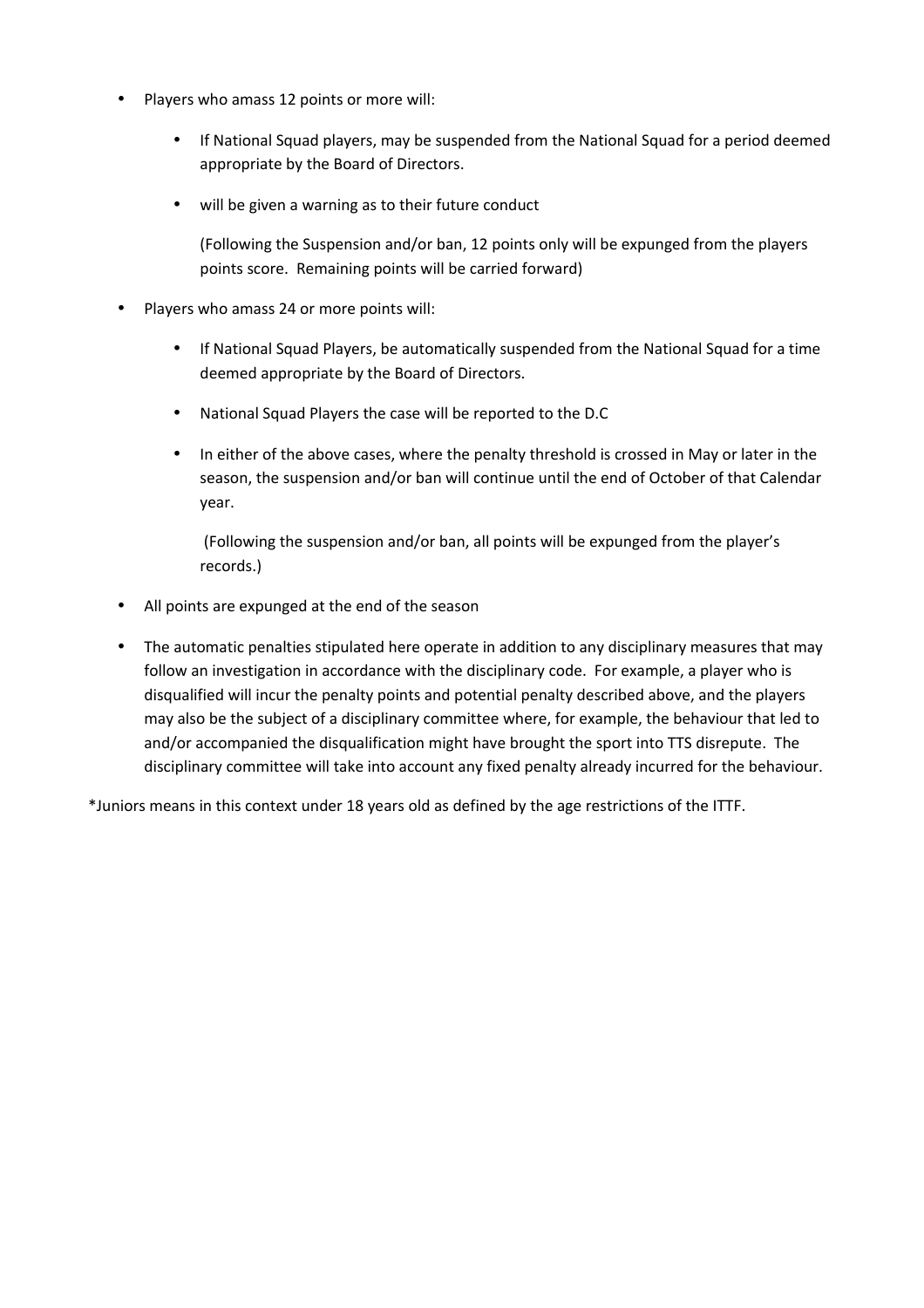- Players who amass 12 points or more will:
  - If National Squad players, may be suspended from the National Squad for a period deemed appropriate by the Board of Directors.
  - will be given a warning as to their future conduct

    (Following the Suspension and/or ban, 12 points only will be expunged from the players points score. Remaining points will be carried forward)

- Players who amass 24 or more points will:
  - If National Squad Players, be automatically suspended from the National Squad for a time deemed appropriate by the Board of Directors.
  - National Squad Players the case will be reported to the D.C
  - In either of the above cases, where the penalty threshold is crossed in May or later in the season, the suspension and/or ban will continue until the end of October of that Calendar year.

    (Following the suspension and/or ban, all points will be expunged from the player's records.)

- All points are expunged at the end of the season
- The automatic penalties stipulated here operate in addition to any disciplinary measures that may follow an investigation in accordance with the disciplinary code. For example, a player who is disqualified will incur the penalty points and potential penalty described above, and the players may also be the subject of a disciplinary committee where, for example, the behaviour that led to and/or accompanied the disqualification might have brought the sport into TTS disrepute. The disciplinary committee will take into account any fixed penalty already incurred for the behaviour.

*Juniors means in this context under 18 years old as defined by the age restrictions of the ITTF.